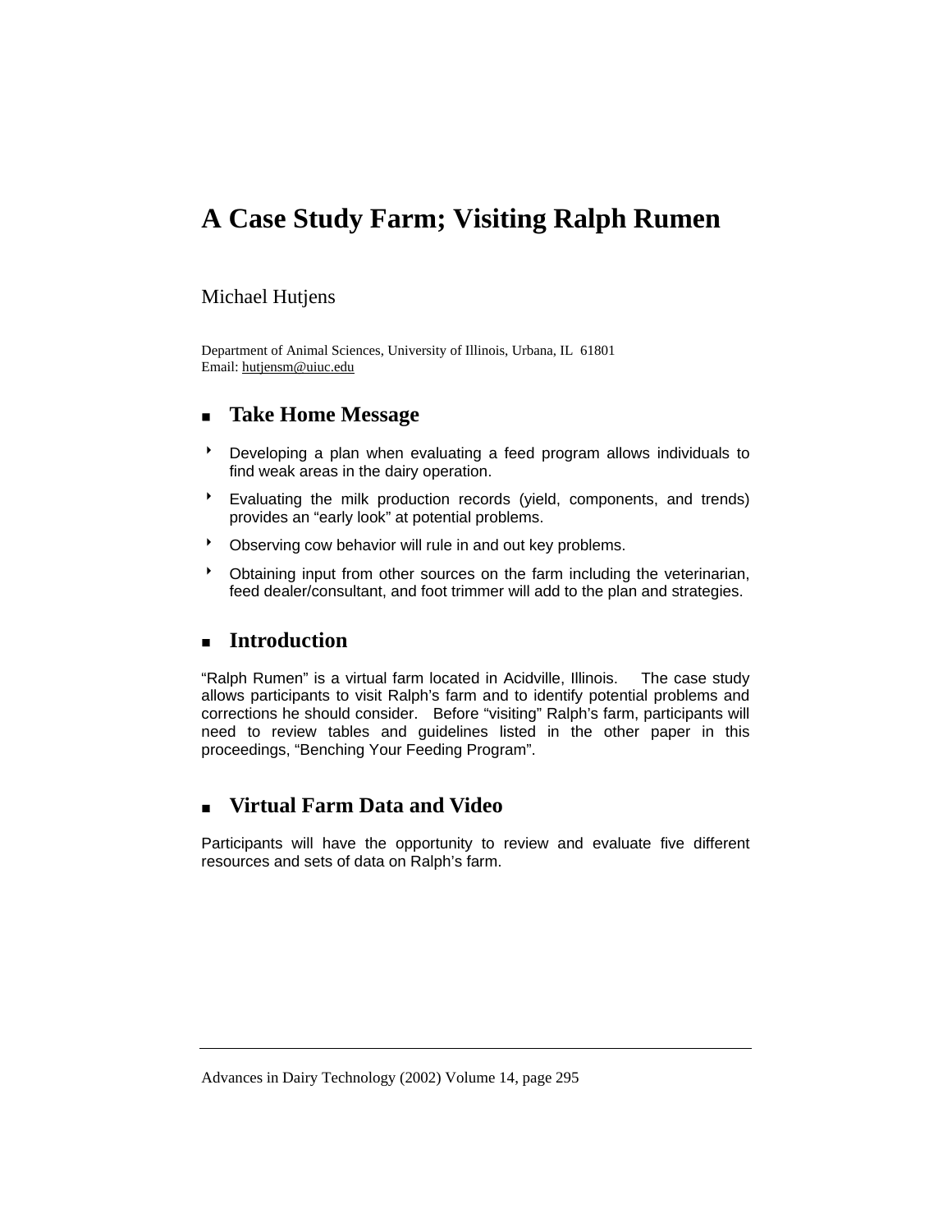# A Case Study Farm; Visiting Ralph Rumen

Michael Hutjens

Department of Animal Sciences, University of Illinois, Urbana, IL 61801
Email: hutjensm@uiuc.edu

## Take Home Message

- Developing a plan when evaluating a feed program allows individuals to find weak areas in the dairy operation.
- Evaluating the milk production records (yield, components, and trends) provides an "early look" at potential problems.
- Observing cow behavior will rule in and out key problems.
- Obtaining input from other sources on the farm including the veterinarian, feed dealer/consultant, and foot trimmer will add to the plan and strategies.

## Introduction

"Ralph Rumen" is a virtual farm located in Acidville, Illinois. The case study allows participants to visit Ralph's farm and to identify potential problems and corrections he should consider. Before "visiting" Ralph's farm, participants will need to review tables and guidelines listed in the other paper in this proceedings, "Benching Your Feeding Program".

## Virtual Farm Data and Video

Participants will have the opportunity to review and evaluate five different resources and sets of data on Ralph's farm.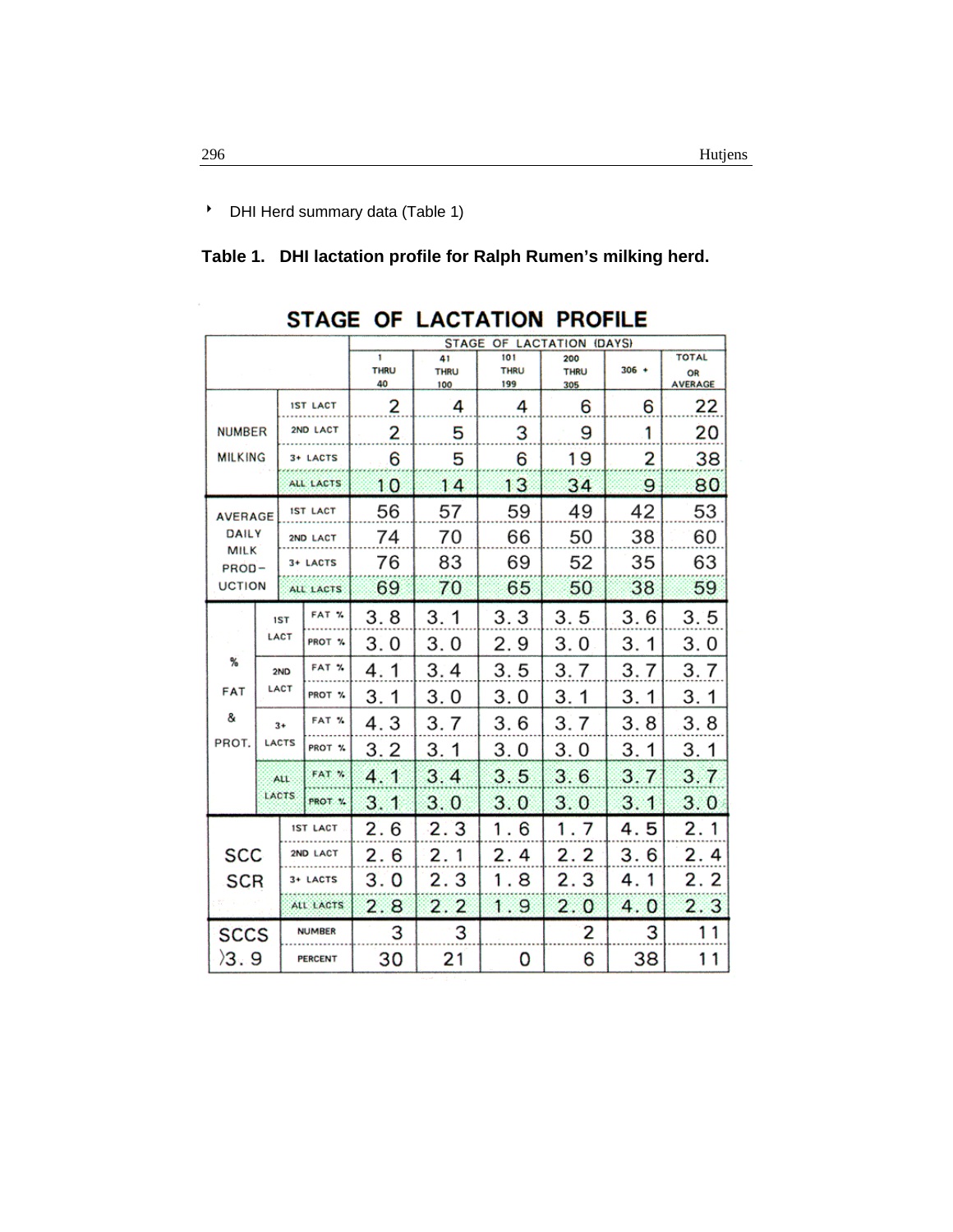- DHI Herd summary data (Table 1)

**Table 1. DHI lactation profile for Ralph Rumen's milking herd.**

## STAGE OF LACTATION PROFILE

| | | | STAGE OF LACTATION (DAYS) | | | | | |
|---|---|---|---|---|---|---|---|---|
| | | | 1 THRU 40 | 41 THRU 100 | 101 THRU 199 | 200 THRU 305 | 306 + | TOTAL OR AVERAGE |
| NUMBER MILKING | 1ST LACT | | 2 | 4 | 4 | 6 | 6 | 22 |
| | 2ND LACT | | 2 | 5 | 3 | 9 | 1 | 20 |
| | 3+ LACTS | | 6 | 5 | 6 | 19 | 2 | 38 |
| | ALL LACTS | | 10 | 14 | 13 | 34 | 9 | 80 |
| AVERAGE DAILY MILK PRODUCTION | 1ST LACT | | 56 | 57 | 59 | 49 | 42 | 53 |
| | 2ND LACT | | 74 | 70 | 66 | 50 | 38 | 60 |
| | 3+ LACTS | | 76 | 83 | 69 | 52 | 35 | 63 |
| | ALL LACTS | | 69 | 70 | 65 | 50 | 38 | 59 |
| % FAT & PROT. | 1ST LACT | FAT % | 3.8 | 3.1 | 3.3 | 3.5 | 3.6 | 3.5 |
| | | PROT % | 3.0 | 3.0 | 2.9 | 3.0 | 3.1 | 3.0 |
| | 2ND LACT | FAT % | 4.1 | 3.4 | 3.5 | 3.7 | 3.7 | 3.7 |
| | | PROT % | 3.1 | 3.0 | 3.0 | 3.1 | 3.1 | 3.1 |
| | 3+ LACTS | FAT % | 4.3 | 3.7 | 3.6 | 3.7 | 3.8 | 3.8 |
| | | PROT % | 3.2 | 3.1 | 3.0 | 3.0 | 3.1 | 3.1 |
| | ALL LACTS | FAT % | 4.1 | 3.4 | 3.5 | 3.6 | 3.7 | 3.7 |
| | | PROT % | 3.1 | 3.0 | 3.0 | 3.0 | 3.1 | 3.0 |
| SCC SCR | 1ST LACT | | 2.6 | 2.3 | 1.6 | 1.7 | 4.5 | 2.1 |
| | 2ND LACT | | 2.6 | 2.1 | 2.4 | 2.2 | 3.6 | 2.4 |
| | 3+ LACTS | | 3.0 | 2.3 | 1.8 | 2.3 | 4.1 | 2.2 |
| | ALL LACTS | | 2.8 | 2.2 | 1.9 | 2.0 | 4.0 | 2.3 |
| SCCS >3.9 | NUMBER | | 3 | 3 | | 2 | 3 | 11 |
| | PERCENT | | 30 | 21 | 0 | 6 | 38 | 11 |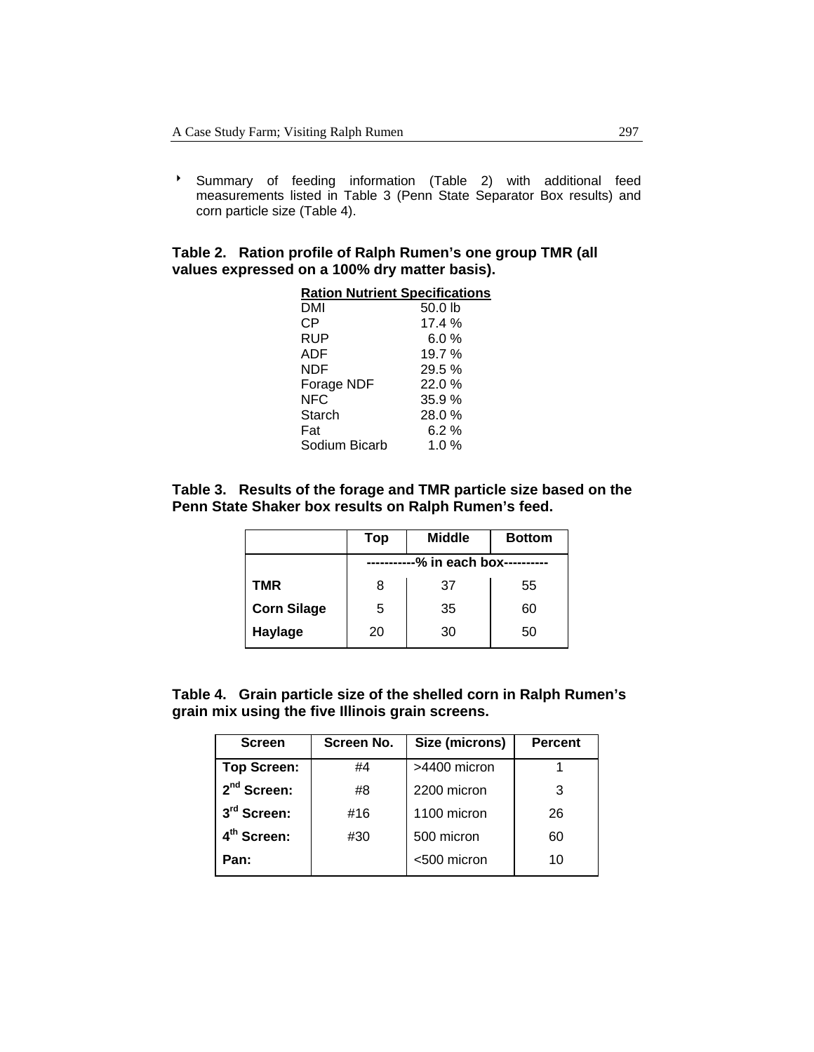- Summary of feeding information (Table 2) with additional feed measurements listed in Table 3 (Penn State Separator Box results) and corn particle size (Table 4).

**Table 2. Ration profile of Ralph Rumen's one group TMR (all values expressed on a 100% dry matter basis).**

| Ration Nutrient Specifications | |
|---|---|
| DMI | 50.0 lb |
| CP | 17.4 % |
| RUP | 6.0 % |
| ADF | 19.7 % |
| NDF | 29.5 % |
| Forage NDF | 22.0 % |
| NFC | 35.9 % |
| Starch | 28.0 % |
| Fat | 6.2 % |
| Sodium Bicarb | 1.0 % |

**Table 3. Results of the forage and TMR particle size based on the Penn State Shaker box results on Ralph Rumen's feed.**

| | Top | Middle | Bottom |
|---|---|---|---|
| | -----------% in each box---------- | | |
| **TMR** | 8 | 37 | 55 |
| **Corn Silage** | 5 | 35 | 60 |
| **Haylage** | 20 | 30 | 50 |

**Table 4. Grain particle size of the shelled corn in Ralph Rumen's grain mix using the five Illinois grain screens.**

| Screen | Screen No. | Size (microns) | Percent |
|---|---|---|---|
| **Top Screen:** | #4 | >4400 micron | 1 |
| **2nd Screen:** | #8 | 2200 micron | 3 |
| **3rd Screen:** | #16 | 1100 micron | 26 |
| **4th Screen:** | #30 | 500 micron | 60 |
| **Pan:** | | <500 micron | 10 |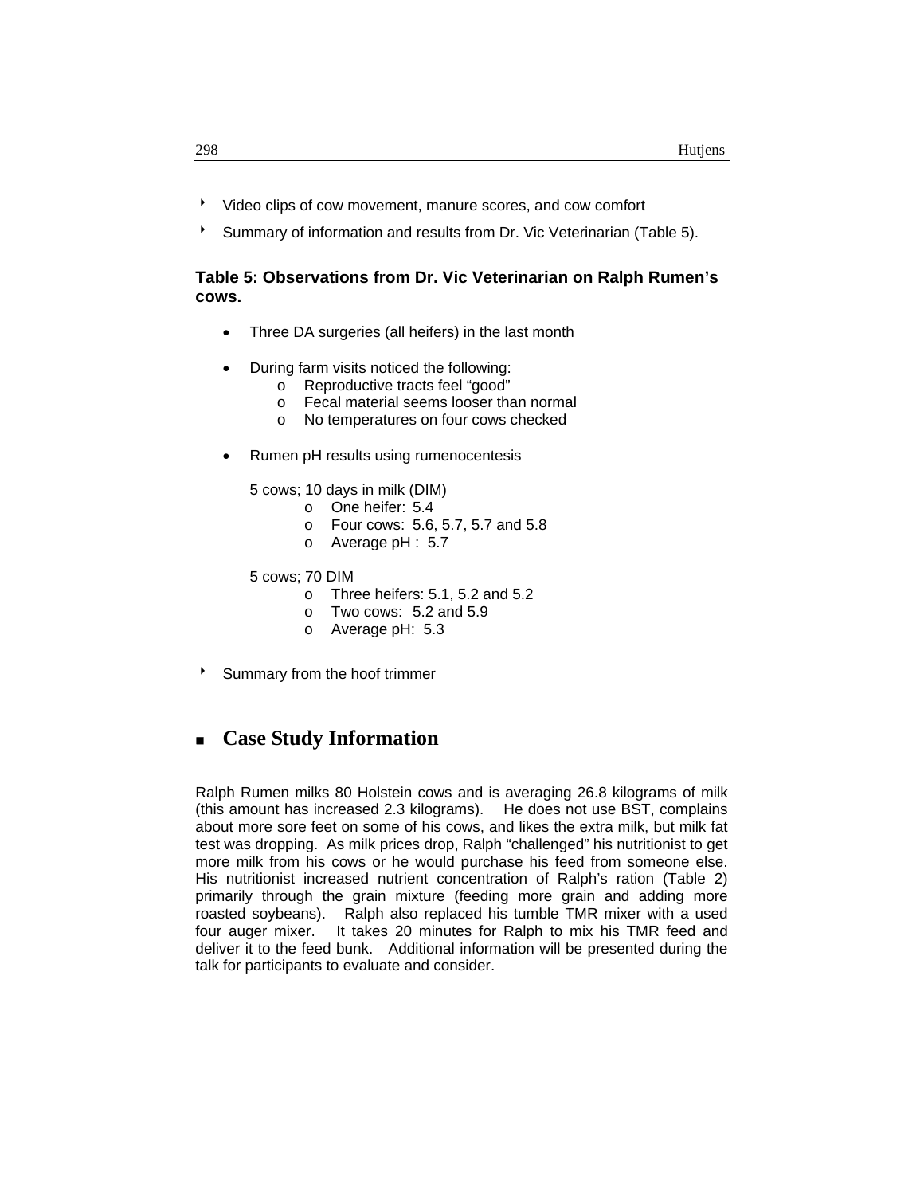- Video clips of cow movement, manure scores, and cow comfort
- Summary of information and results from Dr. Vic Veterinarian (Table 5).

**Table 5: Observations from Dr. Vic Veterinarian on Ralph Rumen's cows.**

- Three DA surgeries (all heifers) in the last month
- During farm visits noticed the following:
  - Reproductive tracts feel "good"
  - Fecal material seems looser than normal
  - No temperatures on four cows checked
- Rumen pH results using rumenocentesis

  5 cows; 10 days in milk (DIM)
  - One heifer: 5.4
  - Four cows: 5.6, 5.7, 5.7 and 5.8
  - Average pH : 5.7

  5 cows; 70 DIM
  - Three heifers: 5.1, 5.2 and 5.2
  - Two cows: 5.2 and 5.9
  - Average pH: 5.3

- Summary from the hoof trimmer

## Case Study Information

Ralph Rumen milks 80 Holstein cows and is averaging 26.8 kilograms of milk (this amount has increased 2.3 kilograms). He does not use BST, complains about more sore feet on some of his cows, and likes the extra milk, but milk fat test was dropping. As milk prices drop, Ralph "challenged" his nutritionist to get more milk from his cows or he would purchase his feed from someone else. His nutritionist increased nutrient concentration of Ralph's ration (Table 2) primarily through the grain mixture (feeding more grain and adding more roasted soybeans). Ralph also replaced his tumble TMR mixer with a used four auger mixer. It takes 20 minutes for Ralph to mix his TMR feed and deliver it to the feed bunk. Additional information will be presented during the talk for participants to evaluate and consider.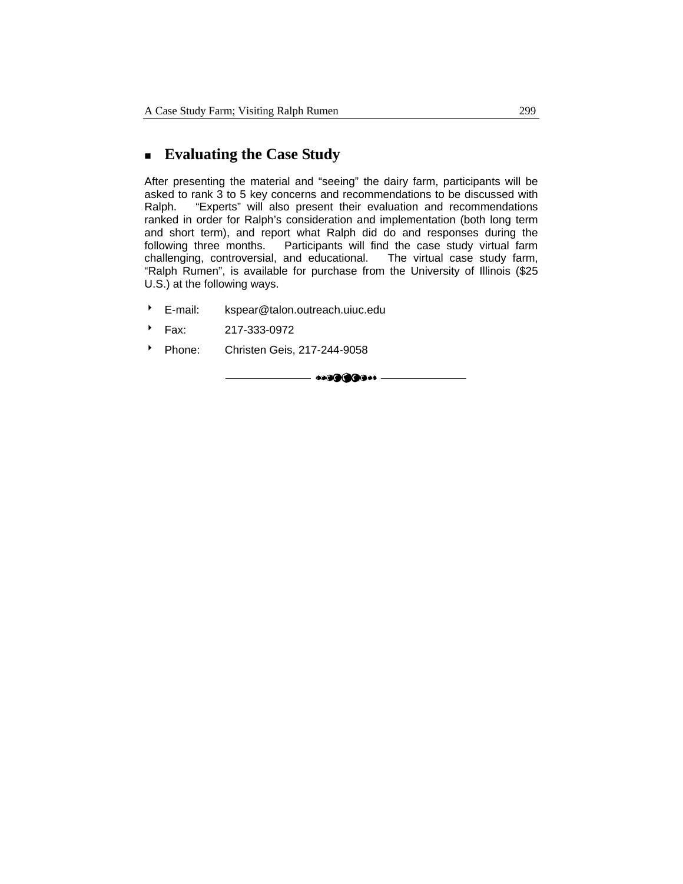## Evaluating the Case Study

After presenting the material and "seeing" the dairy farm, participants will be asked to rank 3 to 5 key concerns and recommendations to be discussed with Ralph. "Experts" will also present their evaluation and recommendations ranked in order for Ralph's consideration and implementation (both long term and short term), and report what Ralph did do and responses during the following three months. Participants will find the case study virtual farm challenging, controversial, and educational. The virtual case study farm, "Ralph Rumen", is available for purchase from the University of Illinois ($25 U.S.) at the following ways.

- E-mail: kspear@talon.outreach.uiuc.edu
- Fax: 217-333-0972
- Phone: Christen Geis, 217-244-9058